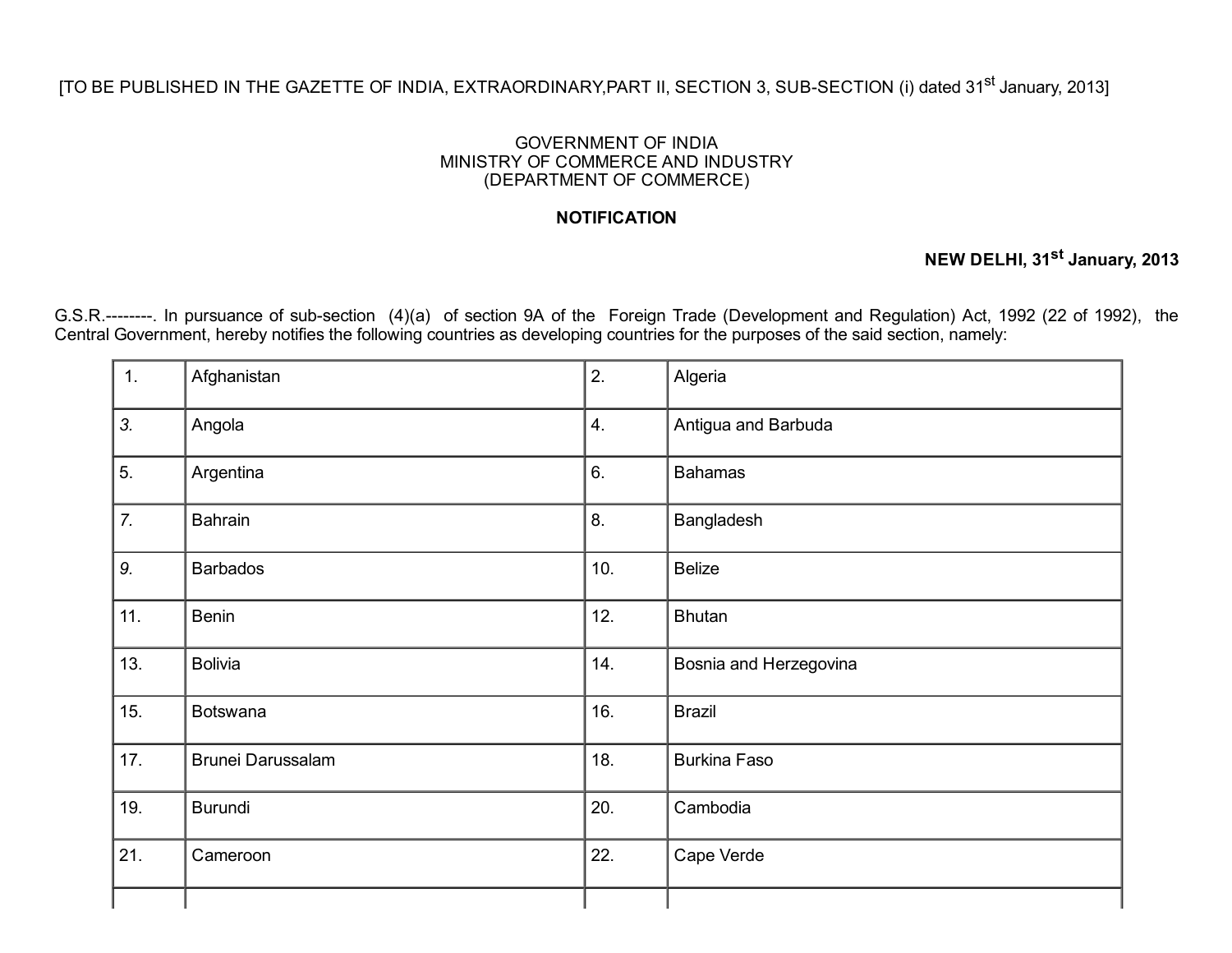[TO BE PUBLISHED IN THE GAZETTE OF INDIA, EXTRAORDINARY,PART II, SECTION 3, SUB-SECTION (i) dated 31st January, 2013]

GOVERNMENT OF INDIA
MINISTRY OF COMMERCE AND INDUSTRY
(DEPARTMENT OF COMMERCE)

**NOTIFICATION**

**NEW DELHI, 31st January, 2013**

G.S.R.--------. In pursuance of sub-section (4)(a) of section 9A of the Foreign Trade (Development and Regulation) Act, 1992 (22 of 1992), the Central Government, hereby notifies the following countries as developing countries for the purposes of the said section, namely:

| | | | |
|---|---|---|---|
| 1. | Afghanistan | 2. | Algeria |
| *3.* | Angola | 4. | Antigua and Barbuda |
| 5. | Argentina | 6. | Bahamas |
| *7.* | Bahrain | 8. | Bangladesh |
| *9.* | Barbados | 10. | Belize |
| 11. | Benin | 12. | Bhutan |
| 13. | Bolivia | 14. | Bosnia and Herzegovina |
| 15. | Botswana | 16. | Brazil |
| 17. | Brunei Darussalam | 18. | Burkina Faso |
| 19. | Burundi | 20. | Cambodia |
| 21. | Cameroon | 22. | Cape Verde |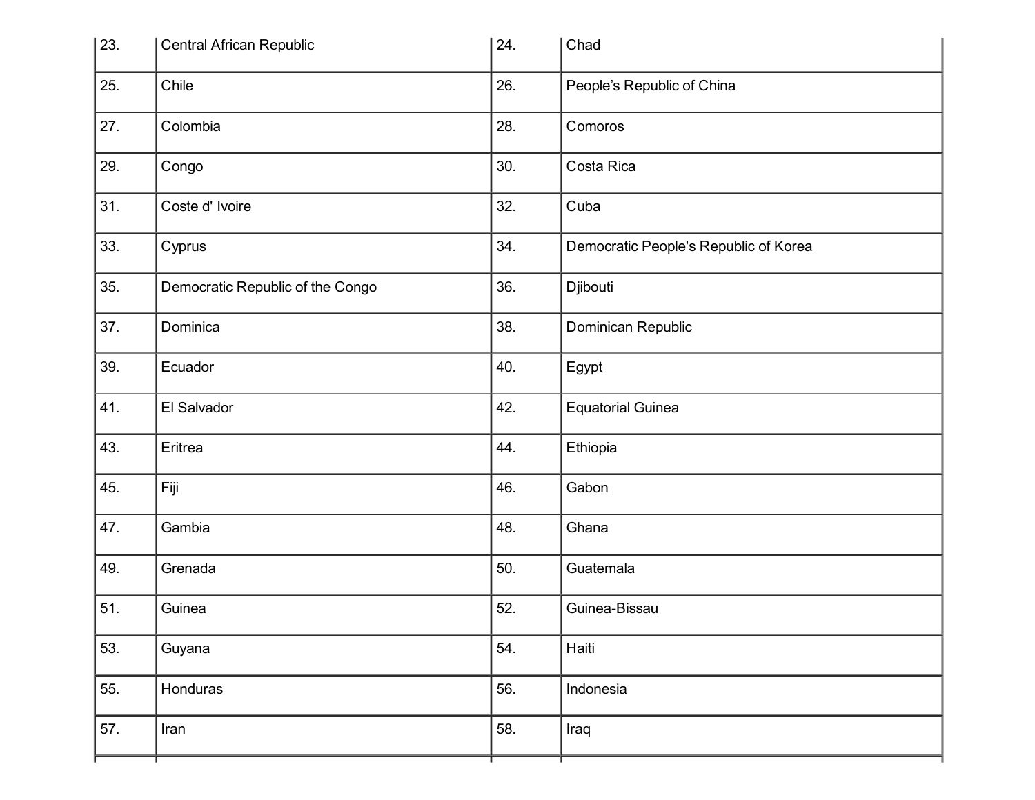| | | | |
|---|---|---|---|
| 23. | Central African Republic | 24. | Chad |
| 25. | Chile | 26. | People’s Republic of China |
| 27. | Colombia | 28. | Comoros |
| 29. | Congo | 30. | Costa Rica |
| 31. | Coste d' Ivoire | 32. | Cuba |
| 33. | Cyprus | 34. | Democratic People's Republic of Korea |
| 35. | Democratic Republic of the Congo | 36. | Djibouti |
| 37. | Dominica | 38. | Dominican Republic |
| 39. | Ecuador | 40. | Egypt |
| 41. | El Salvador | 42. | Equatorial Guinea |
| 43. | Eritrea | 44. | Ethiopia |
| 45. | Fiji | 46. | Gabon |
| 47. | Gambia | 48. | Ghana |
| 49. | Grenada | 50. | Guatemala |
| 51. | Guinea | 52. | Guinea-Bissau |
| 53. | Guyana | 54. | Haiti |
| 55. | Honduras | 56. | Indonesia |
| 57. | Iran | 58. | Iraq |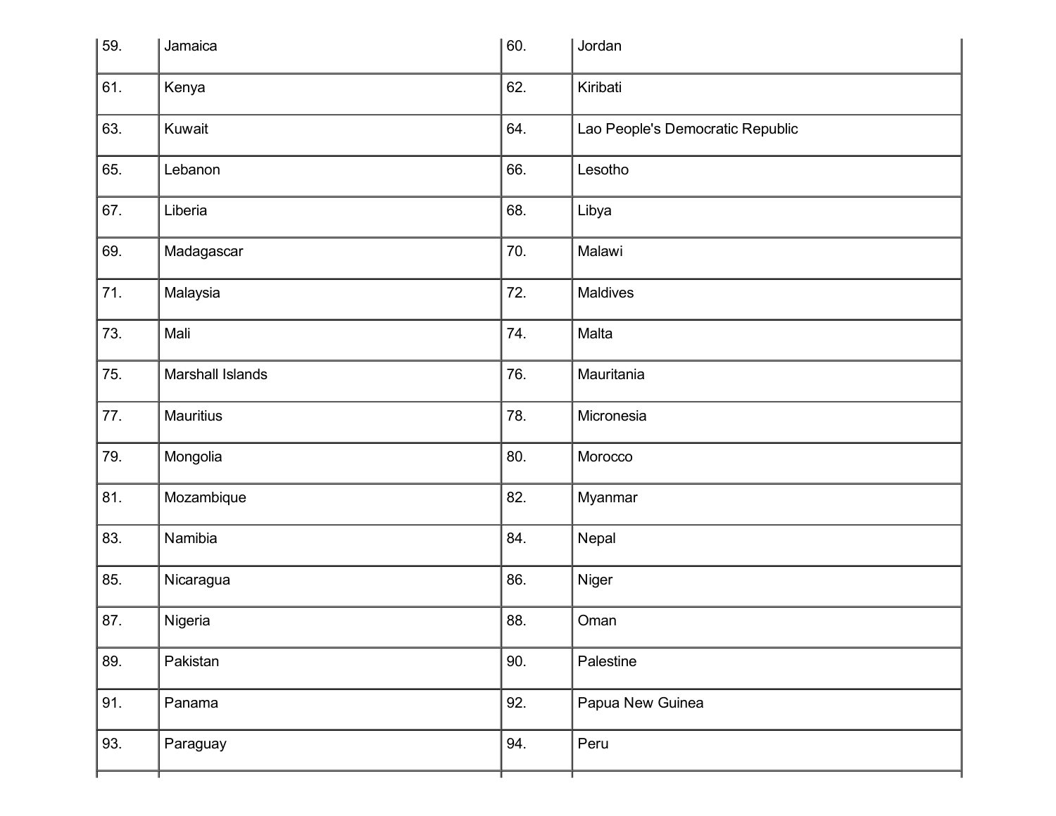| | | | |
|---|---|---|---|
| 59. | Jamaica | 60. | Jordan |
| 61. | Kenya | 62. | Kiribati |
| 63. | Kuwait | 64. | Lao People's Democratic Republic |
| 65. | Lebanon | 66. | Lesotho |
| 67. | Liberia | 68. | Libya |
| 69. | Madagascar | 70. | Malawi |
| 71. | Malaysia | 72. | Maldives |
| 73. | Mali | 74. | Malta |
| 75. | Marshall Islands | 76. | Mauritania |
| 77. | Mauritius | 78. | Micronesia |
| 79. | Mongolia | 80. | Morocco |
| 81. | Mozambique | 82. | Myanmar |
| 83. | Namibia | 84. | Nepal |
| 85. | Nicaragua | 86. | Niger |
| 87. | Nigeria | 88. | Oman |
| 89. | Pakistan | 90. | Palestine |
| 91. | Panama | 92. | Papua New Guinea |
| 93. | Paraguay | 94. | Peru |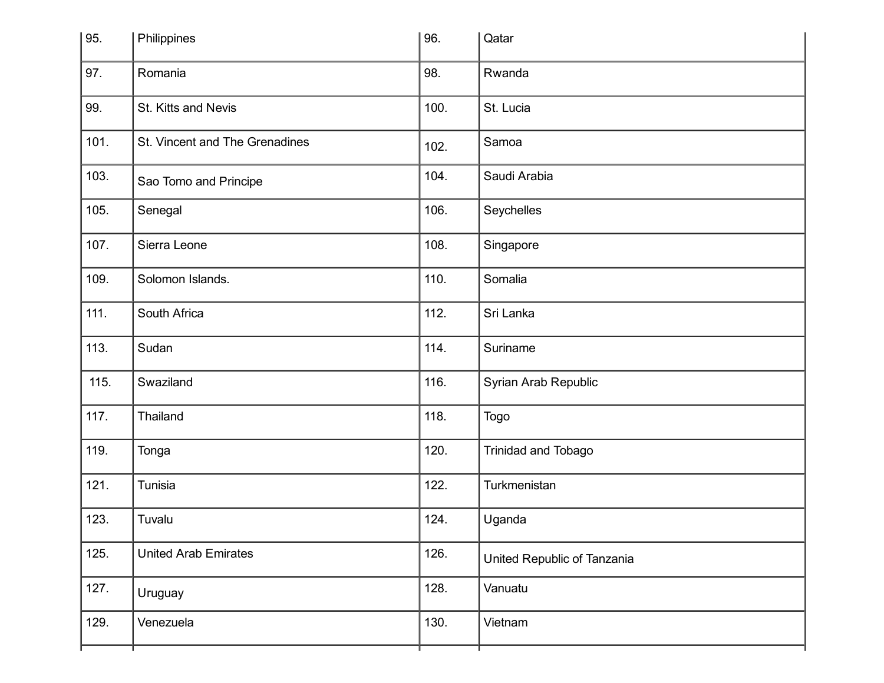| | | | |
|---|---|---|---|
| 95. | Philippines | 96. | Qatar |
| 97. | Romania | 98. | Rwanda |
| 99. | St. Kitts and Nevis | 100. | St. Lucia |
| 101. | St. Vincent and The Grenadines | 102. | Samoa |
| 103. | Sao Tomo and Principe | 104. | Saudi Arabia |
| 105. | Senegal | 106. | Seychelles |
| 107. | Sierra Leone | 108. | Singapore |
| 109. | Solomon Islands. | 110. | Somalia |
| 111. | South Africa | 112. | Sri Lanka |
| 113. | Sudan | 114. | Suriname |
| 115. | Swaziland | 116. | Syrian Arab Republic |
| 117. | Thailand | 118. | Togo |
| 119. | Tonga | 120. | Trinidad and Tobago |
| 121. | Tunisia | 122. | Turkmenistan |
| 123. | Tuvalu | 124. | Uganda |
| 125. | United Arab Emirates | 126. | United Republic of Tanzania |
| 127. | Uruguay | 128. | Vanuatu |
| 129. | Venezuela | 130. | Vietnam |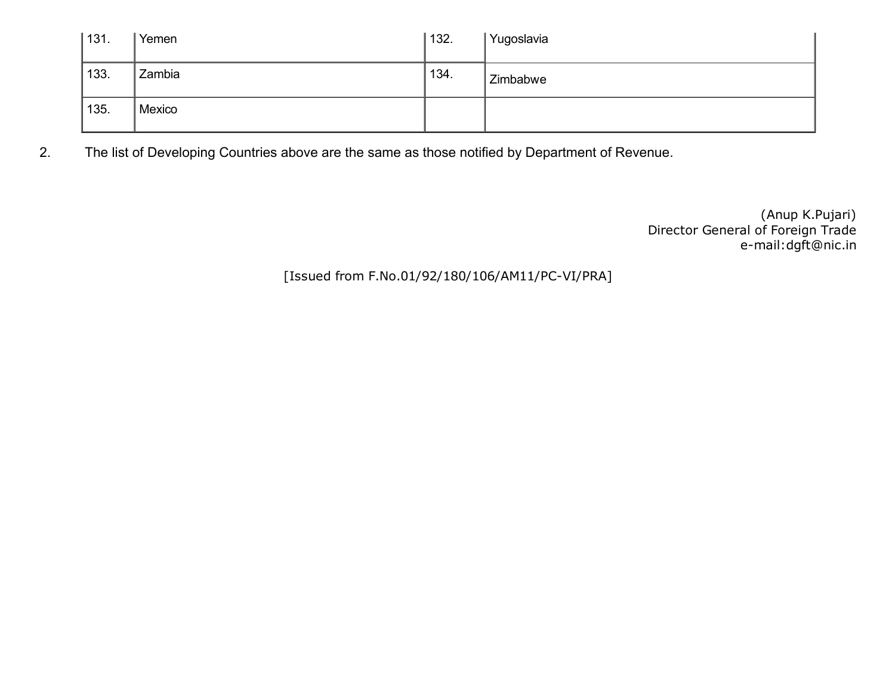| | | | |
|---|---|---|---|
| 131. | Yemen | 132. | Yugoslavia |
| 133. | Zambia | 134. | Zimbabwe |
| 135. | Mexico | | |

2. The list of Developing Countries above are the same as those notified by Department of Revenue.

(Anup K.Pujari)
Director General of Foreign Trade
e-mail:dgft@nic.in

[Issued from F.No.01/92/180/106/AM11/PC-VI/PRA]